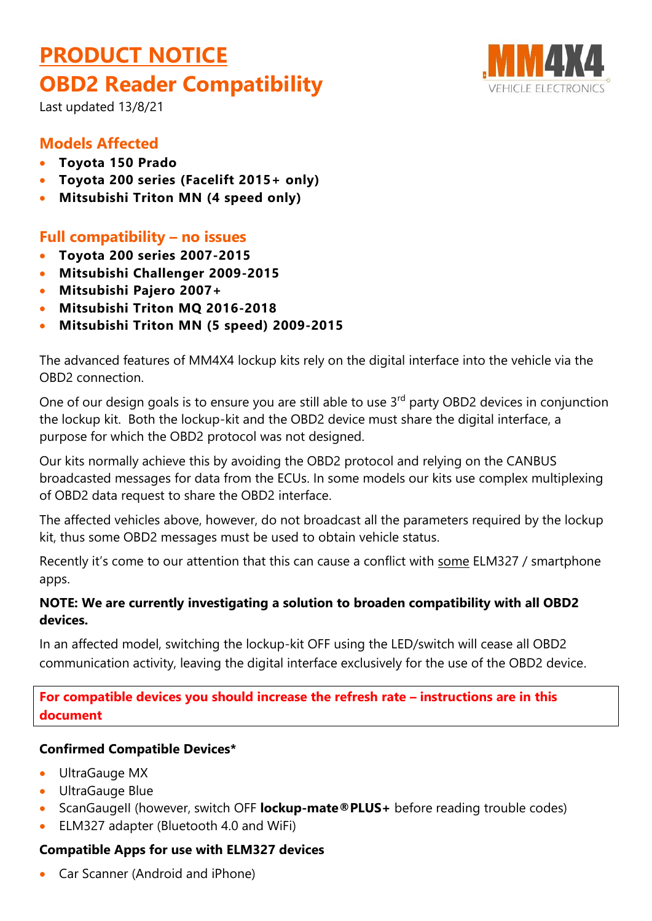# PRODUCT NOTICE

# OBD2 Reader Compatibility

Last updated 13/8/21

## Models Affected

- **Toyota 150 Prado**
- **Toyota 200 series (Facelift 2015+ only)**
- **Mitsubishi Triton MN (4 speed only)**

## Full compatibility – no issues

- **Toyota 200 series 2007-2015**
- **Mitsubishi Challenger 2009-2015**
- **Mitsubishi Pajero 2007+**
- **Mitsubishi Triton MQ 2016-2018**
- **Mitsubishi Triton MN (5 speed) 2009-2015**

The advanced features of MM4X4 lockup kits rely on the digital interface into the vehicle via the OBD2 connection.

One of our design goals is to ensure you are still able to use 3rd party OBD2 devices in conjunction the lockup kit. Both the lockup-kit and the OBD2 device must share the digital interface, a purpose for which the OBD2 protocol was not designed.

Our kits normally achieve this by avoiding the OBD2 protocol and relying on the CANBUS broadcasted messages for data from the ECUs. In some models our kits use complex multiplexing of OBD2 data request to share the OBD2 interface.

The affected vehicles above, however, do not broadcast all the parameters required by the lockup kit, thus some OBD2 messages must be used to obtain vehicle status.

Recently it's come to our attention that this can cause a conflict with some ELM327 / smartphone apps.

**NOTE: We are currently investigating a solution to broaden compatibility with all OBD2 devices.**

In an affected model, switching the lockup-kit OFF using the LED/switch will cease all OBD2 communication activity, leaving the digital interface exclusively for the use of the OBD2 device.

**For compatible devices you should increase the refresh rate – instructions are in this document**

**Confirmed Compatible Devices***

- UltraGauge MX
- UltraGauge Blue
- ScanGaugeII (however, switch OFF **lockup-mate®PLUS+** before reading trouble codes)
- ELM327 adapter (Bluetooth 4.0 and WiFi)

**Compatible Apps for use with ELM327 devices**

- Car Scanner (Android and iPhone)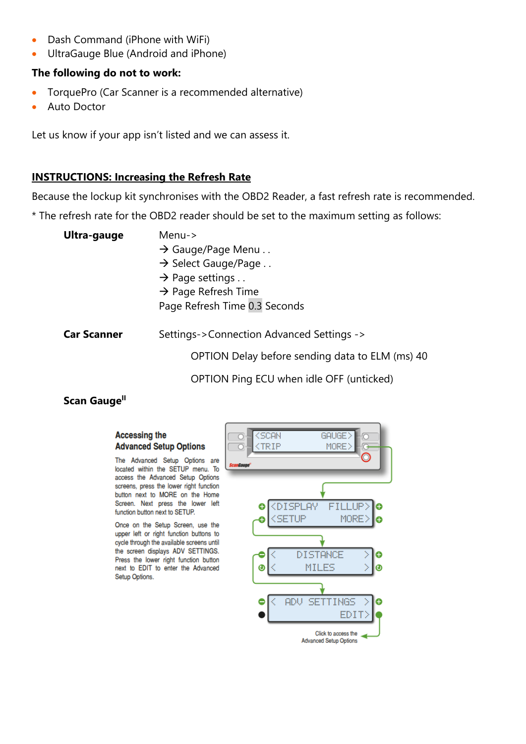- Dash Command (iPhone with WiFi)
- UltraGauge Blue (Android and iPhone)

**The following do not to work:**

- TorquePro (Car Scanner is a recommended alternative)
- Auto Doctor

Let us know if your app isn't listed and we can assess it.

## INSTRUCTIONS: Increasing the Refresh Rate

Because the lockup kit synchronises with the OBD2 Reader, a fast refresh rate is recommended.

* The refresh rate for the OBD2 reader should be set to the maximum setting as follows:

**Ultra-gauge**

Menu->
→ Gauge/Page Menu . .
→ Select Gauge/Page . .
→ Page settings . .
→ Page Refresh Time
Page Refresh Time 0.3 Seconds

**Car Scanner**

Settings->Connection Advanced Settings ->

OPTION Delay before sending data to ELM (ms) 40

OPTION Ping ECU when idle OFF (unticked)

**Scan Gauge[II]**

**Accessing the Advanced Setup Options**

The Advanced Setup Options are located within the SETUP menu. To access the Advanced Setup Options screens, press the lower right function button next to MORE on the Home Screen. Next press the lower left function button next to SETUP.

Once on the Setup Screen, use the upper left or right function buttons to cycle through the available screens until the screen displays ADV SETTINGS. Press the lower right function button next to EDIT to enter the Advanced Setup Options.

<SCAN GAUGE>
<TRIP MORE>

<DISPLAY FILLUP>
<SETUP MORE>

< DISTANCE >
< MILES >

< ADV SETTINGS >
EDIT>

Click to access the Advanced Setup Options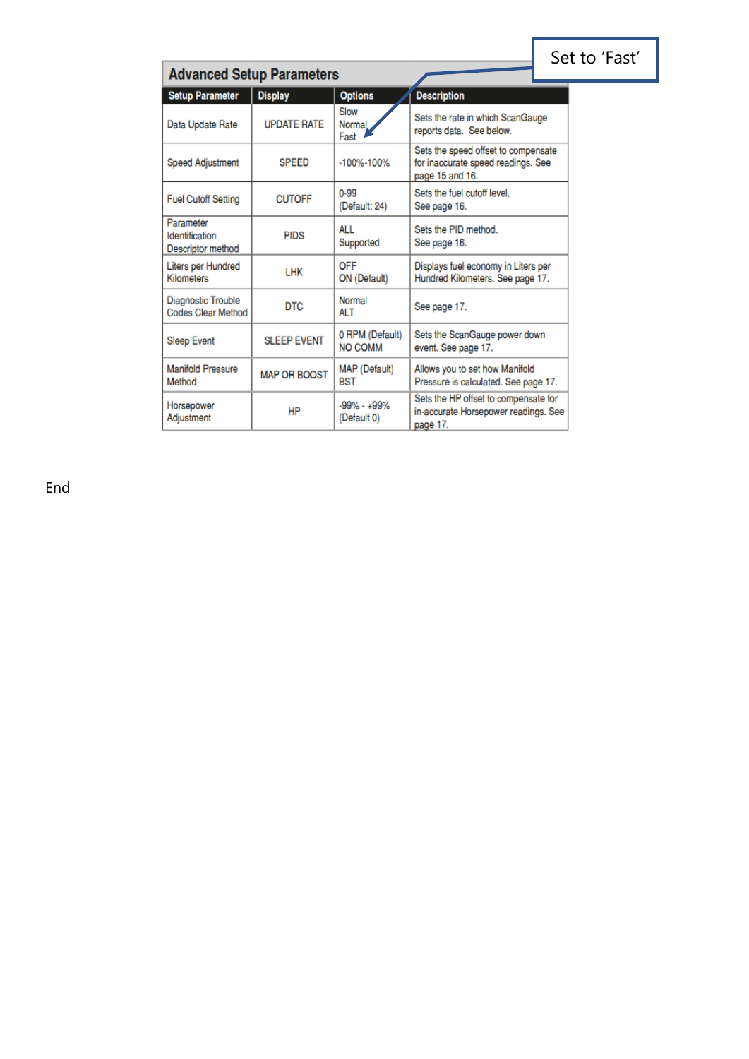Set to 'Fast'

## Advanced Setup Parameters

| Setup Parameter | Display | Options | Description |
|---|---|---|---|
| Data Update Rate | UPDATE RATE | Slow<br>Normal<br>Fast | Sets the rate in which ScanGauge reports data. See below. |
| Speed Adjustment | SPEED | -100%-100% | Sets the speed offset to compensate for inaccurate speed readings. See page 15 and 16. |
| Fuel Cutoff Setting | CUTOFF | 0-99<br>(Default: 24) | Sets the fuel cutoff level. See page 16. |
| Parameter Identification Descriptor method | PIDS | ALL<br>Supported | Sets the PID method. See page 16. |
| Liters per Hundred Kilometers | LHK | OFF<br>ON (Default) | Displays fuel economy in Liters per Hundred Kilometers. See page 17. |
| Diagnostic Trouble Codes Clear Method | DTC | Normal<br>ALT | See page 17. |
| Sleep Event | SLEEP EVENT | 0 RPM (Default)<br>NO COMM | Sets the ScanGauge power down event. See page 17. |
| Manifold Pressure Method | MAP OR BOOST | MAP (Default)<br>BST | Allows you to set how Manifold Pressure is calculated. See page 17. |
| Horsepower Adjustment | HP | -99% - +99%<br>(Default 0) | Sets the HP offset to compensate for in-accurate Horsepower readings. See page 17. |

End